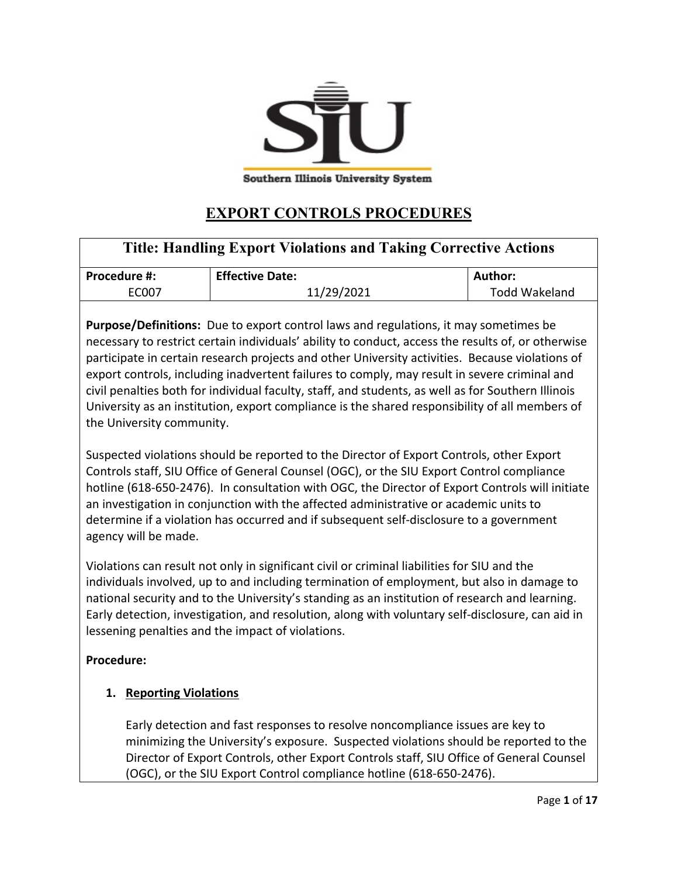Southern Illinois University System

# EXPORT CONTROLS PROCEDURES

| Title: Handling Export Violations and Taking Corrective Actions | | |
|---|---|---|
| **Procedure #:** EC007 | **Effective Date:** 11/29/2021 | **Author:** Todd Wakeland |

**Purpose/Definitions:** Due to export control laws and regulations, it may sometimes be necessary to restrict certain individuals' ability to conduct, access the results of, or otherwise participate in certain research projects and other University activities. Because violations of export controls, including inadvertent failures to comply, may result in severe criminal and civil penalties both for individual faculty, staff, and students, as well as for Southern Illinois University as an institution, export compliance is the shared responsibility of all members of the University community.

Suspected violations should be reported to the Director of Export Controls, other Export Controls staff, SIU Office of General Counsel (OGC), or the SIU Export Control compliance hotline (618-650-2476). In consultation with OGC, the Director of Export Controls will initiate an investigation in conjunction with the affected administrative or academic units to determine if a violation has occurred and if subsequent self-disclosure to a government agency will be made.

Violations can result not only in significant civil or criminal liabilities for SIU and the individuals involved, up to and including termination of employment, but also in damage to national security and to the University's standing as an institution of research and learning. Early detection, investigation, and resolution, along with voluntary self-disclosure, can aid in lessening penalties and the impact of violations.

**Procedure:**

1. **Reporting Violations**

   Early detection and fast responses to resolve noncompliance issues are key to minimizing the University's exposure. Suspected violations should be reported to the Director of Export Controls, other Export Controls staff, SIU Office of General Counsel (OGC), or the SIU Export Control compliance hotline (618-650-2476).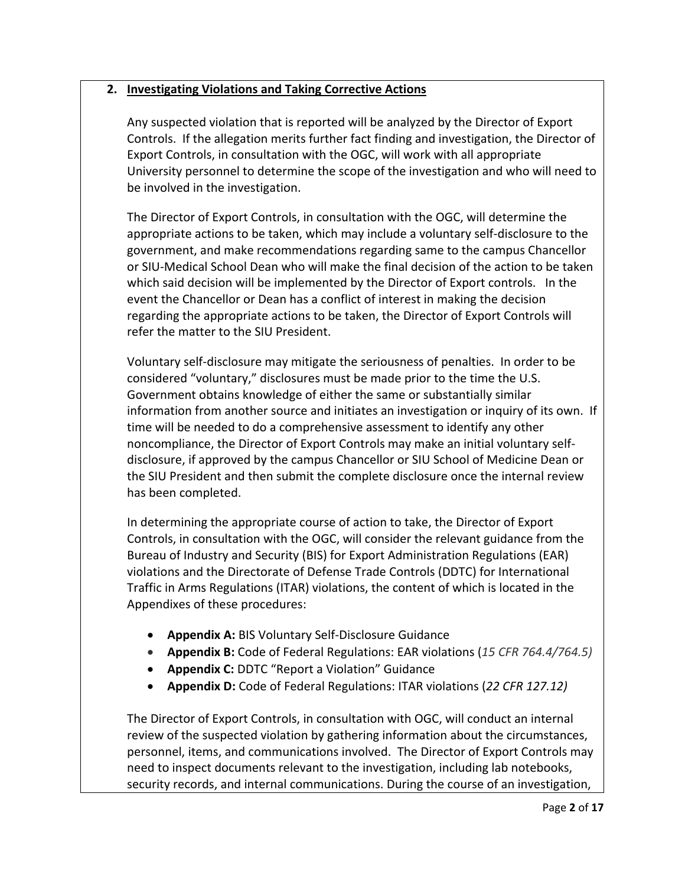## 2. Investigating Violations and Taking Corrective Actions

Any suspected violation that is reported will be analyzed by the Director of Export Controls. If the allegation merits further fact finding and investigation, the Director of Export Controls, in consultation with the OGC, will work with all appropriate University personnel to determine the scope of the investigation and who will need to be involved in the investigation.

The Director of Export Controls, in consultation with the OGC, will determine the appropriate actions to be taken, which may include a voluntary self-disclosure to the government, and make recommendations regarding same to the campus Chancellor or SIU-Medical School Dean who will make the final decision of the action to be taken which said decision will be implemented by the Director of Export controls. In the event the Chancellor or Dean has a conflict of interest in making the decision regarding the appropriate actions to be taken, the Director of Export Controls will refer the matter to the SIU President.

Voluntary self-disclosure may mitigate the seriousness of penalties. In order to be considered "voluntary," disclosures must be made prior to the time the U.S. Government obtains knowledge of either the same or substantially similar information from another source and initiates an investigation or inquiry of its own. If time will be needed to do a comprehensive assessment to identify any other noncompliance, the Director of Export Controls may make an initial voluntary self-disclosure, if approved by the campus Chancellor or SIU School of Medicine Dean or the SIU President and then submit the complete disclosure once the internal review has been completed.

In determining the appropriate course of action to take, the Director of Export Controls, in consultation with the OGC, will consider the relevant guidance from the Bureau of Industry and Security (BIS) for Export Administration Regulations (EAR) violations and the Directorate of Defense Trade Controls (DDTC) for International Traffic in Arms Regulations (ITAR) violations, the content of which is located in the Appendixes of these procedures:

- **Appendix A:** BIS Voluntary Self-Disclosure Guidance
- **Appendix B:** Code of Federal Regulations: EAR violations (*15 CFR 764.4/764.5)*
- **Appendix C:** DDTC "Report a Violation" Guidance
- **Appendix D:** Code of Federal Regulations: ITAR violations (*22 CFR 127.12)*

The Director of Export Controls, in consultation with OGC, will conduct an internal review of the suspected violation by gathering information about the circumstances, personnel, items, and communications involved. The Director of Export Controls may need to inspect documents relevant to the investigation, including lab notebooks, security records, and internal communications. During the course of an investigation,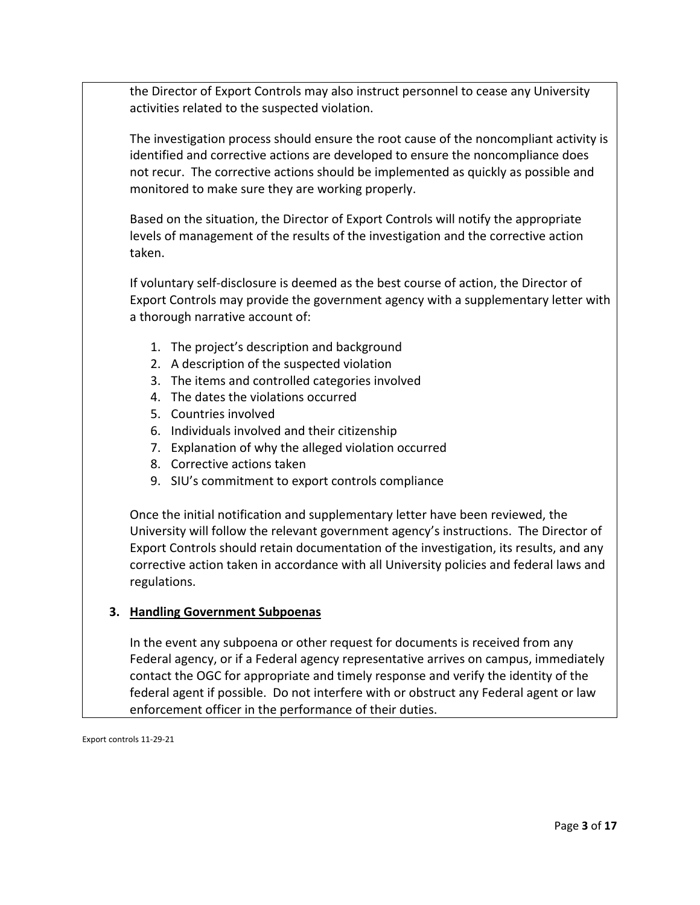the Director of Export Controls may also instruct personnel to cease any University activities related to the suspected violation.

The investigation process should ensure the root cause of the noncompliant activity is identified and corrective actions are developed to ensure the noncompliance does not recur. The corrective actions should be implemented as quickly as possible and monitored to make sure they are working properly.

Based on the situation, the Director of Export Controls will notify the appropriate levels of management of the results of the investigation and the corrective action taken.

If voluntary self-disclosure is deemed as the best course of action, the Director of Export Controls may provide the government agency with a supplementary letter with a thorough narrative account of:

1. The project's description and background
2. A description of the suspected violation
3. The items and controlled categories involved
4. The dates the violations occurred
5. Countries involved
6. Individuals involved and their citizenship
7. Explanation of why the alleged violation occurred
8. Corrective actions taken
9. SIU's commitment to export controls compliance

Once the initial notification and supplementary letter have been reviewed, the University will follow the relevant government agency's instructions. The Director of Export Controls should retain documentation of the investigation, its results, and any corrective action taken in accordance with all University policies and federal laws and regulations.

**3. <u>Handling Government Subpoenas</u>**

In the event any subpoena or other request for documents is received from any Federal agency, or if a Federal agency representative arrives on campus, immediately contact the OGC for appropriate and timely response and verify the identity of the federal agent if possible. Do not interfere with or obstruct any Federal agent or law enforcement officer in the performance of their duties.

Export controls 11-29-21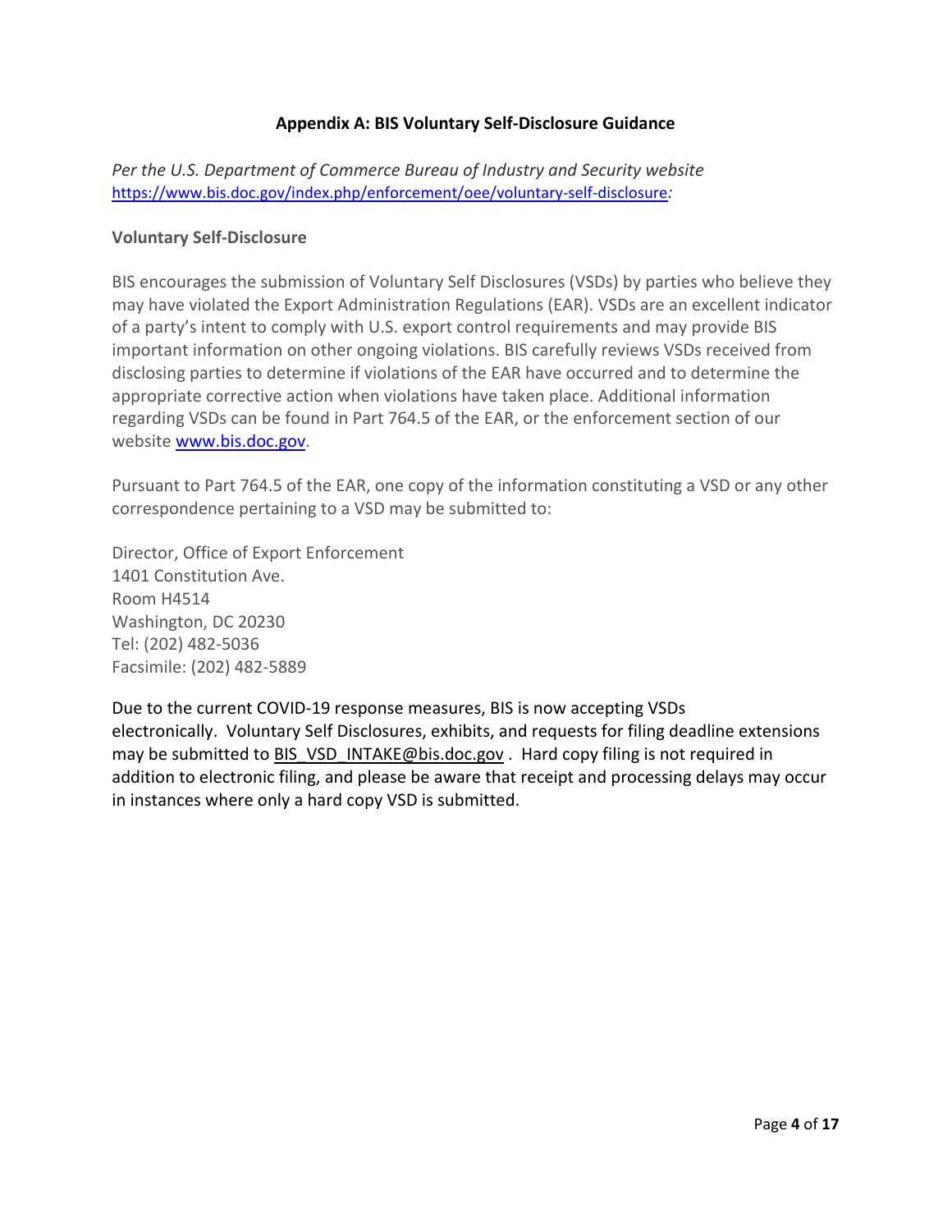## Appendix A: BIS Voluntary Self-Disclosure Guidance

*Per the U.S. Department of Commerce Bureau of Industry and Security website* [https://www.bis.doc.gov/index.php/enforcement/oee/voluntary-self-disclosure](https://www.bis.doc.gov/index.php/enforcement/oee/voluntary-self-disclosure)*:*

### Voluntary Self-Disclosure

BIS encourages the submission of Voluntary Self Disclosures (VSDs) by parties who believe they may have violated the Export Administration Regulations (EAR). VSDs are an excellent indicator of a party's intent to comply with U.S. export control requirements and may provide BIS important information on other ongoing violations. BIS carefully reviews VSDs received from disclosing parties to determine if violations of the EAR have occurred and to determine the appropriate corrective action when violations have taken place. Additional information regarding VSDs can be found in Part 764.5 of the EAR, or the enforcement section of our website [www.bis.doc.gov](http://www.bis.doc.gov).

Pursuant to Part 764.5 of the EAR, one copy of the information constituting a VSD or any other correspondence pertaining to a VSD may be submitted to:

Director, Office of Export Enforcement
1401 Constitution Ave.
Room H4514
Washington, DC 20230
Tel: (202) 482-5036
Facsimile: (202) 482-5889

Due to the current COVID-19 response measures, BIS is now accepting VSDs electronically. Voluntary Self Disclosures, exhibits, and requests for filing deadline extensions may be submitted to BIS_VSD_INTAKE@bis.doc.gov . Hard copy filing is not required in addition to electronic filing, and please be aware that receipt and processing delays may occur in instances where only a hard copy VSD is submitted.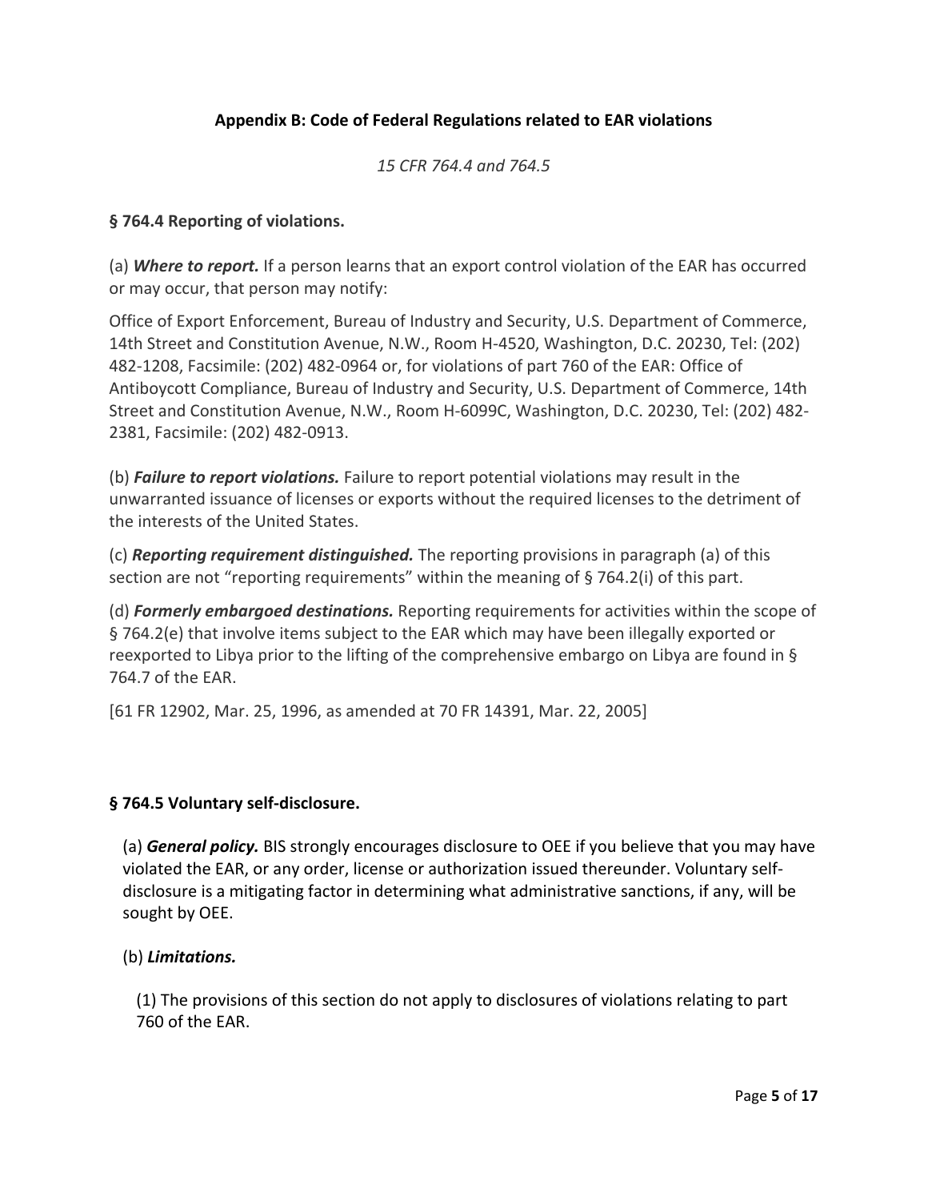## Appendix B: Code of Federal Regulations related to EAR violations

*15 CFR 764.4 and 764.5*

### § 764.4 Reporting of violations.

(a) ***Where to report.*** If a person learns that an export control violation of the EAR has occurred or may occur, that person may notify:

Office of Export Enforcement, Bureau of Industry and Security, U.S. Department of Commerce, 14th Street and Constitution Avenue, N.W., Room H-4520, Washington, D.C. 20230, Tel: (202) 482-1208, Facsimile: (202) 482-0964 or, for violations of part 760 of the EAR: Office of Antiboycott Compliance, Bureau of Industry and Security, U.S. Department of Commerce, 14th Street and Constitution Avenue, N.W., Room H-6099C, Washington, D.C. 20230, Tel: (202) 482-2381, Facsimile: (202) 482-0913.

(b) ***Failure to report violations.*** Failure to report potential violations may result in the unwarranted issuance of licenses or exports without the required licenses to the detriment of the interests of the United States.

(c) ***Reporting requirement distinguished.*** The reporting provisions in paragraph (a) of this section are not "reporting requirements" within the meaning of § 764.2(i) of this part.

(d) ***Formerly embargoed destinations.*** Reporting requirements for activities within the scope of § 764.2(e) that involve items subject to the EAR which may have been illegally exported or reexported to Libya prior to the lifting of the comprehensive embargo on Libya are found in § 764.7 of the EAR.

[61 FR 12902, Mar. 25, 1996, as amended at 70 FR 14391, Mar. 22, 2005]

### § 764.5 Voluntary self-disclosure.

(a) ***General policy.*** BIS strongly encourages disclosure to OEE if you believe that you may have violated the EAR, or any order, license or authorization issued thereunder. Voluntary self-disclosure is a mitigating factor in determining what administrative sanctions, if any, will be sought by OEE.

(b) ***Limitations.***

(1) The provisions of this section do not apply to disclosures of violations relating to part 760 of the EAR.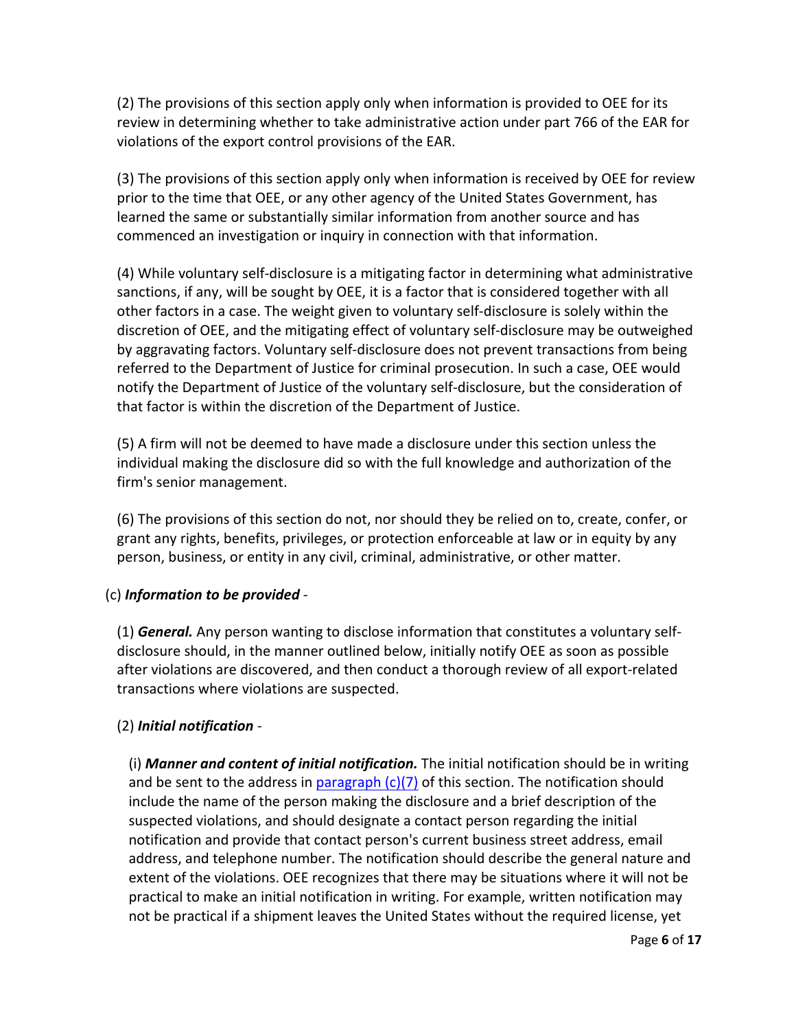(2) The provisions of this section apply only when information is provided to OEE for its review in determining whether to take administrative action under part 766 of the EAR for violations of the export control provisions of the EAR.

(3) The provisions of this section apply only when information is received by OEE for review prior to the time that OEE, or any other agency of the United States Government, has learned the same or substantially similar information from another source and has commenced an investigation or inquiry in connection with that information.

(4) While voluntary self-disclosure is a mitigating factor in determining what administrative sanctions, if any, will be sought by OEE, it is a factor that is considered together with all other factors in a case. The weight given to voluntary self-disclosure is solely within the discretion of OEE, and the mitigating effect of voluntary self-disclosure may be outweighed by aggravating factors. Voluntary self-disclosure does not prevent transactions from being referred to the Department of Justice for criminal prosecution. In such a case, OEE would notify the Department of Justice of the voluntary self-disclosure, but the consideration of that factor is within the discretion of the Department of Justice.

(5) A firm will not be deemed to have made a disclosure under this section unless the individual making the disclosure did so with the full knowledge and authorization of the firm's senior management.

(6) The provisions of this section do not, nor should they be relied on to, create, confer, or grant any rights, benefits, privileges, or protection enforceable at law or in equity by any person, business, or entity in any civil, criminal, administrative, or other matter.

(c) ***Information to be provided*** -

(1) ***General.*** Any person wanting to disclose information that constitutes a voluntary self-disclosure should, in the manner outlined below, initially notify OEE as soon as possible after violations are discovered, and then conduct a thorough review of all export-related transactions where violations are suspected.

(2) ***Initial notification*** -

(i) ***Manner and content of initial notification.*** The initial notification should be in writing and be sent to the address in paragraph (c)(7) of this section. The notification should include the name of the person making the disclosure and a brief description of the suspected violations, and should designate a contact person regarding the initial notification and provide that contact person's current business street address, email address, and telephone number. The notification should describe the general nature and extent of the violations. OEE recognizes that there may be situations where it will not be practical to make an initial notification in writing. For example, written notification may not be practical if a shipment leaves the United States without the required license, yet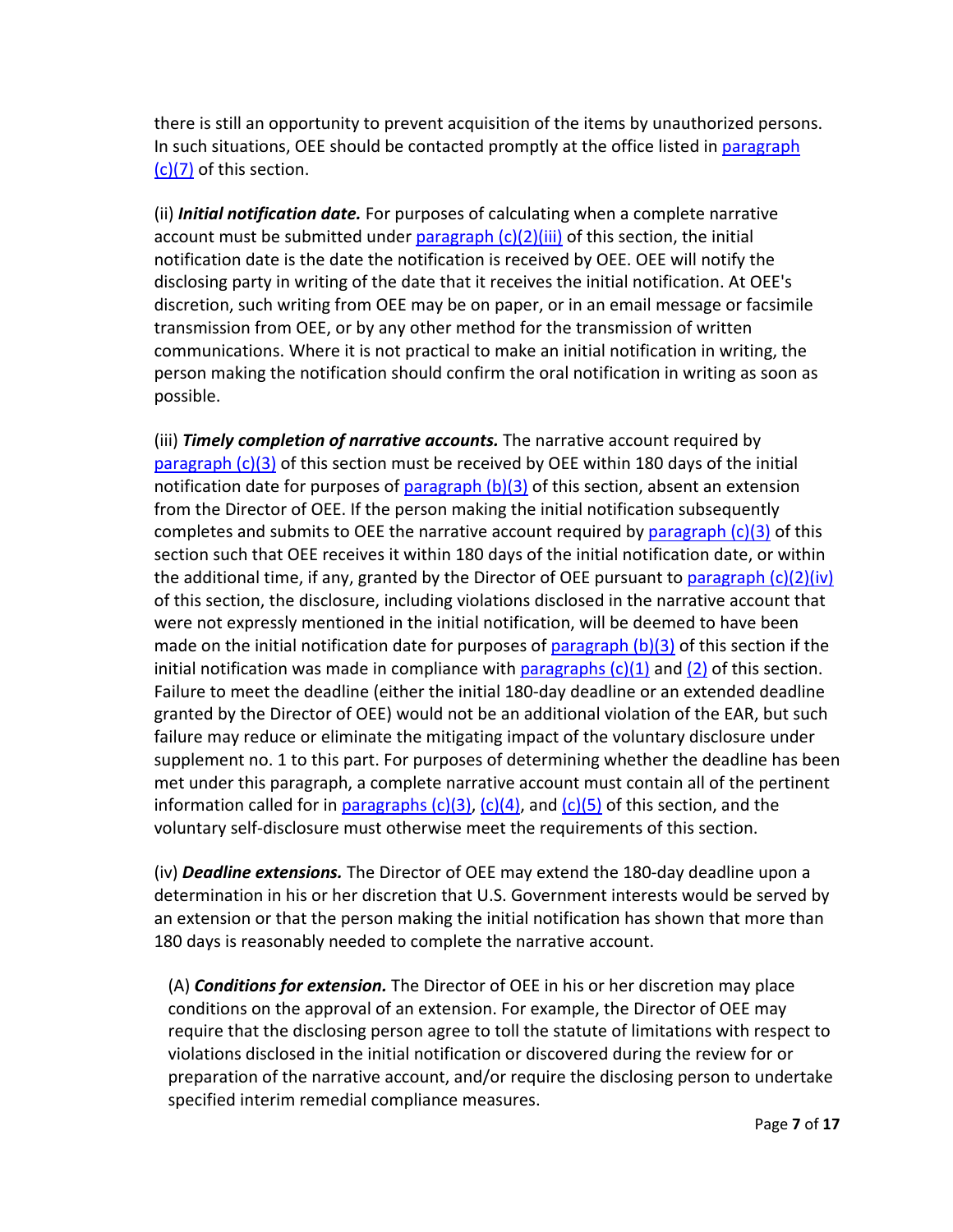there is still an opportunity to prevent acquisition of the items by unauthorized persons. In such situations, OEE should be contacted promptly at the office listed in paragraph (c)(7) of this section.

(ii) ***Initial notification date.*** For purposes of calculating when a complete narrative account must be submitted under paragraph (c)(2)(iii) of this section, the initial notification date is the date the notification is received by OEE. OEE will notify the disclosing party in writing of the date that it receives the initial notification. At OEE's discretion, such writing from OEE may be on paper, or in an email message or facsimile transmission from OEE, or by any other method for the transmission of written communications. Where it is not practical to make an initial notification in writing, the person making the notification should confirm the oral notification in writing as soon as possible.

(iii) ***Timely completion of narrative accounts.*** The narrative account required by paragraph (c)(3) of this section must be received by OEE within 180 days of the initial notification date for purposes of paragraph (b)(3) of this section, absent an extension from the Director of OEE. If the person making the initial notification subsequently completes and submits to OEE the narrative account required by paragraph (c)(3) of this section such that OEE receives it within 180 days of the initial notification date, or within the additional time, if any, granted by the Director of OEE pursuant to paragraph (c)(2)(iv) of this section, the disclosure, including violations disclosed in the narrative account that were not expressly mentioned in the initial notification, will be deemed to have been made on the initial notification date for purposes of paragraph (b)(3) of this section if the initial notification was made in compliance with paragraphs (c)(1) and (2) of this section. Failure to meet the deadline (either the initial 180-day deadline or an extended deadline granted by the Director of OEE) would not be an additional violation of the EAR, but such failure may reduce or eliminate the mitigating impact of the voluntary disclosure under supplement no. 1 to this part. For purposes of determining whether the deadline has been met under this paragraph, a complete narrative account must contain all of the pertinent information called for in paragraphs (c)(3), (c)(4), and (c)(5) of this section, and the voluntary self-disclosure must otherwise meet the requirements of this section.

(iv) ***Deadline extensions.*** The Director of OEE may extend the 180-day deadline upon a determination in his or her discretion that U.S. Government interests would be served by an extension or that the person making the initial notification has shown that more than 180 days is reasonably needed to complete the narrative account.

(A) ***Conditions for extension.*** The Director of OEE in his or her discretion may place conditions on the approval of an extension. For example, the Director of OEE may require that the disclosing person agree to toll the statute of limitations with respect to violations disclosed in the initial notification or discovered during the review for or preparation of the narrative account, and/or require the disclosing person to undertake specified interim remedial compliance measures.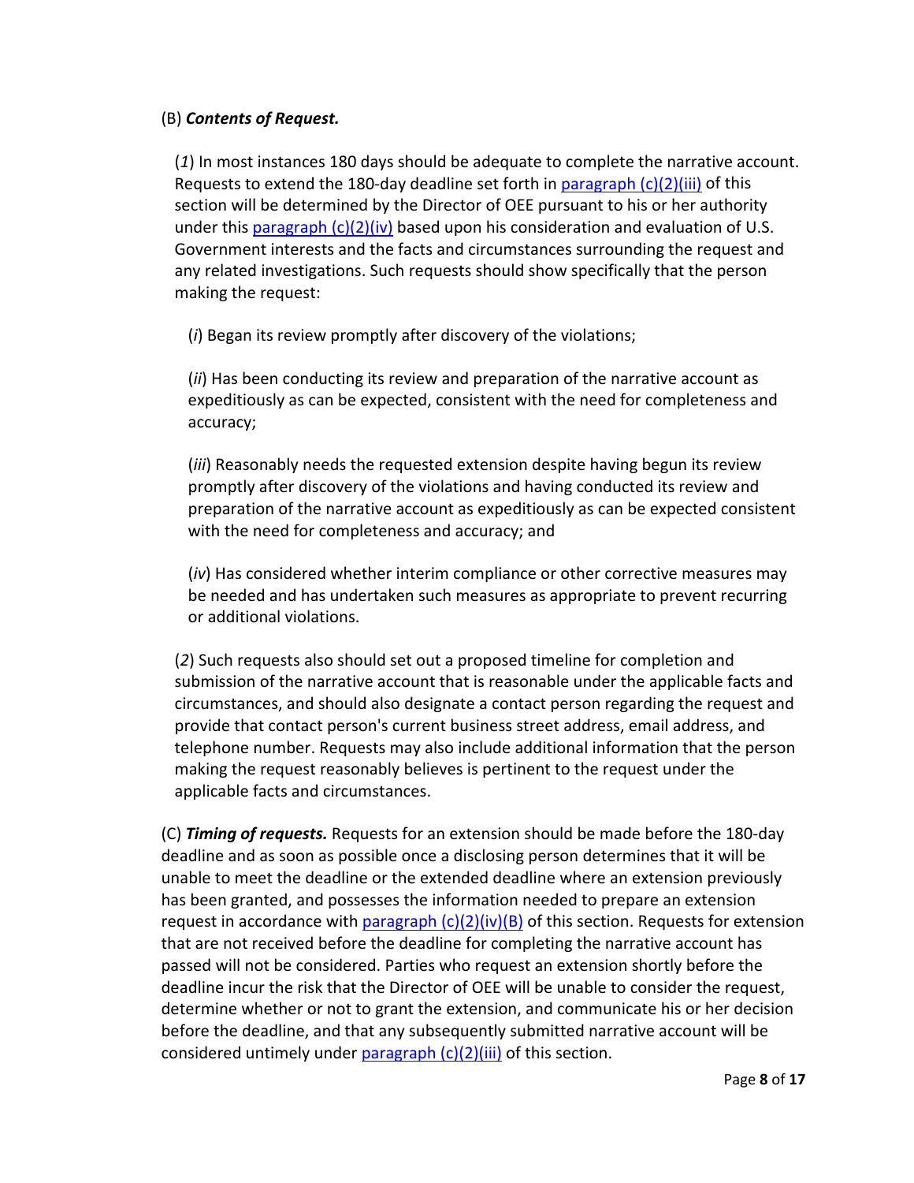(B) ***Contents of Request.***

(*1*) In most instances 180 days should be adequate to complete the narrative account. Requests to extend the 180-day deadline set forth in paragraph (c)(2)(iii) of this section will be determined by the Director of OEE pursuant to his or her authority under this paragraph (c)(2)(iv) based upon his consideration and evaluation of U.S. Government interests and the facts and circumstances surrounding the request and any related investigations. Such requests should show specifically that the person making the request:

(*i*) Began its review promptly after discovery of the violations;

(*ii*) Has been conducting its review and preparation of the narrative account as expeditiously as can be expected, consistent with the need for completeness and accuracy;

(*iii*) Reasonably needs the requested extension despite having begun its review promptly after discovery of the violations and having conducted its review and preparation of the narrative account as expeditiously as can be expected consistent with the need for completeness and accuracy; and

(*iv*) Has considered whether interim compliance or other corrective measures may be needed and has undertaken such measures as appropriate to prevent recurring or additional violations.

(*2*) Such requests also should set out a proposed timeline for completion and submission of the narrative account that is reasonable under the applicable facts and circumstances, and should also designate a contact person regarding the request and provide that contact person's current business street address, email address, and telephone number. Requests may also include additional information that the person making the request reasonably believes is pertinent to the request under the applicable facts and circumstances.

(C) ***Timing of requests.*** Requests for an extension should be made before the 180-day deadline and as soon as possible once a disclosing person determines that it will be unable to meet the deadline or the extended deadline where an extension previously has been granted, and possesses the information needed to prepare an extension request in accordance with paragraph (c)(2)(iv)(B) of this section. Requests for extension that are not received before the deadline for completing the narrative account has passed will not be considered. Parties who request an extension shortly before the deadline incur the risk that the Director of OEE will be unable to consider the request, determine whether or not to grant the extension, and communicate his or her decision before the deadline, and that any subsequently submitted narrative account will be considered untimely under paragraph (c)(2)(iii) of this section.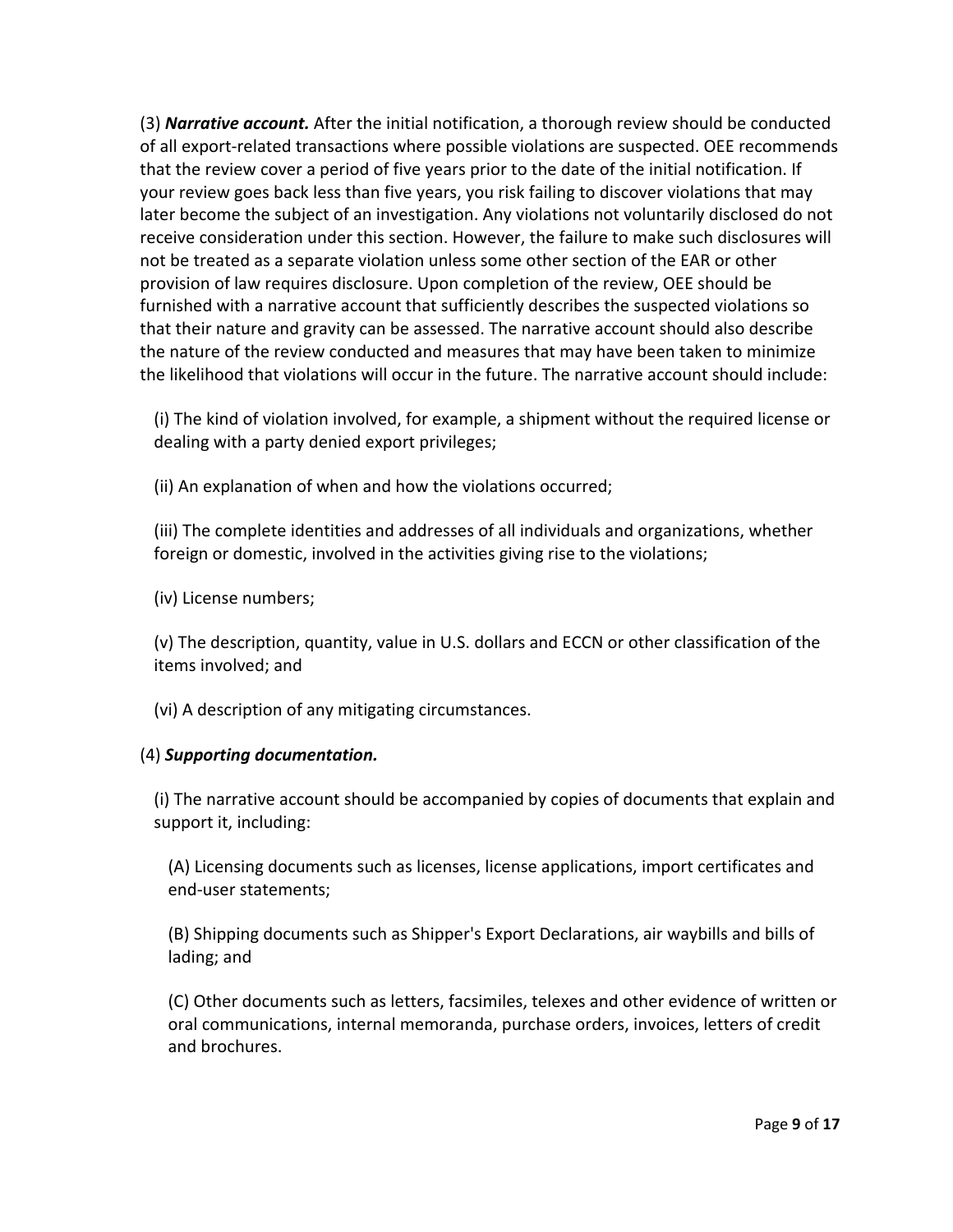(3) ***Narrative account.*** After the initial notification, a thorough review should be conducted of all export-related transactions where possible violations are suspected. OEE recommends that the review cover a period of five years prior to the date of the initial notification. If your review goes back less than five years, you risk failing to discover violations that may later become the subject of an investigation. Any violations not voluntarily disclosed do not receive consideration under this section. However, the failure to make such disclosures will not be treated as a separate violation unless some other section of the EAR or other provision of law requires disclosure. Upon completion of the review, OEE should be furnished with a narrative account that sufficiently describes the suspected violations so that their nature and gravity can be assessed. The narrative account should also describe the nature of the review conducted and measures that may have been taken to minimize the likelihood that violations will occur in the future. The narrative account should include:

(i) The kind of violation involved, for example, a shipment without the required license or dealing with a party denied export privileges;

(ii) An explanation of when and how the violations occurred;

(iii) The complete identities and addresses of all individuals and organizations, whether foreign or domestic, involved in the activities giving rise to the violations;

(iv) License numbers;

(v) The description, quantity, value in U.S. dollars and ECCN or other classification of the items involved; and

(vi) A description of any mitigating circumstances.

(4) ***Supporting documentation.***

(i) The narrative account should be accompanied by copies of documents that explain and support it, including:

(A) Licensing documents such as licenses, license applications, import certificates and end-user statements;

(B) Shipping documents such as Shipper's Export Declarations, air waybills and bills of lading; and

(C) Other documents such as letters, facsimiles, telexes and other evidence of written or oral communications, internal memoranda, purchase orders, invoices, letters of credit and brochures.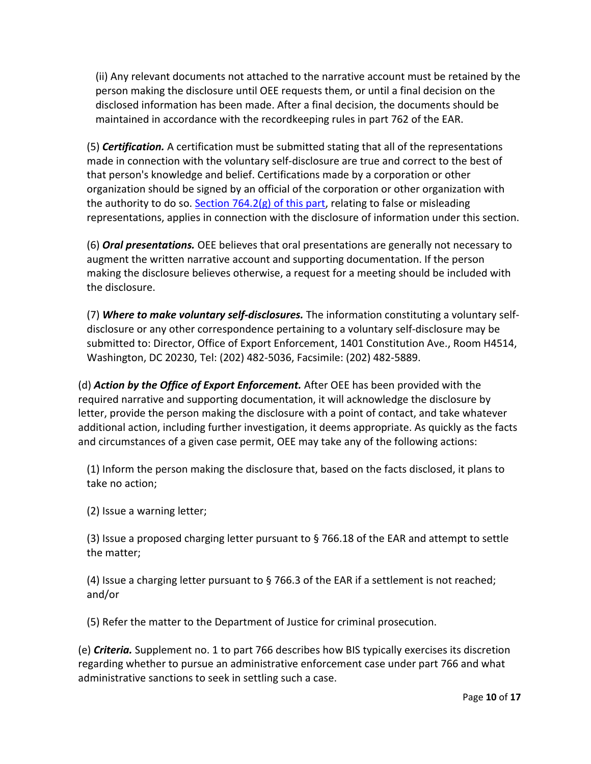(ii) Any relevant documents not attached to the narrative account must be retained by the person making the disclosure until OEE requests them, or until a final decision on the disclosed information has been made. After a final decision, the documents should be maintained in accordance with the recordkeeping rules in part 762 of the EAR.

(5) ***Certification.*** A certification must be submitted stating that all of the representations made in connection with the voluntary self-disclosure are true and correct to the best of that person's knowledge and belief. Certifications made by a corporation or other organization should be signed by an official of the corporation or other organization with the authority to do so. Section 764.2(g) of this part, relating to false or misleading representations, applies in connection with the disclosure of information under this section.

(6) ***Oral presentations.*** OEE believes that oral presentations are generally not necessary to augment the written narrative account and supporting documentation. If the person making the disclosure believes otherwise, a request for a meeting should be included with the disclosure.

(7) ***Where to make voluntary self-disclosures.*** The information constituting a voluntary self-disclosure or any other correspondence pertaining to a voluntary self-disclosure may be submitted to: Director, Office of Export Enforcement, 1401 Constitution Ave., Room H4514, Washington, DC 20230, Tel: (202) 482-5036, Facsimile: (202) 482-5889.

(d) ***Action by the Office of Export Enforcement.*** After OEE has been provided with the required narrative and supporting documentation, it will acknowledge the disclosure by letter, provide the person making the disclosure with a point of contact, and take whatever additional action, including further investigation, it deems appropriate. As quickly as the facts and circumstances of a given case permit, OEE may take any of the following actions:

(1) Inform the person making the disclosure that, based on the facts disclosed, it plans to take no action;

(2) Issue a warning letter;

(3) Issue a proposed charging letter pursuant to § 766.18 of the EAR and attempt to settle the matter;

(4) Issue a charging letter pursuant to § 766.3 of the EAR if a settlement is not reached; and/or

(5) Refer the matter to the Department of Justice for criminal prosecution.

(e) ***Criteria.*** Supplement no. 1 to part 766 describes how BIS typically exercises its discretion regarding whether to pursue an administrative enforcement case under part 766 and what administrative sanctions to seek in settling such a case.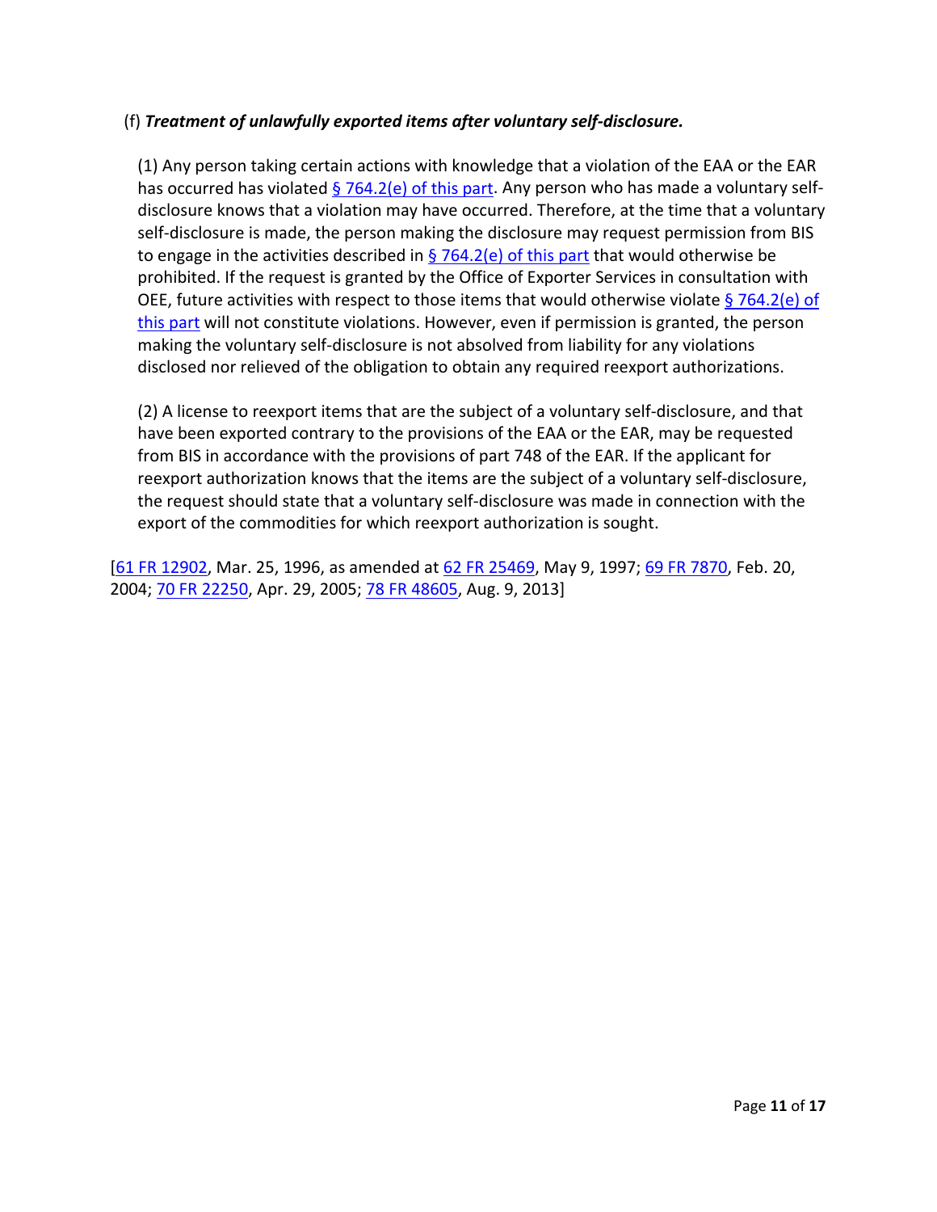(f) ***Treatment of unlawfully exported items after voluntary self-disclosure.***

(1) Any person taking certain actions with knowledge that a violation of the EAA or the EAR has occurred has violated [§ 764.2(e) of this part](). Any person who has made a voluntary self-disclosure knows that a violation may have occurred. Therefore, at the time that a voluntary self-disclosure is made, the person making the disclosure may request permission from BIS to engage in the activities described in [§ 764.2(e) of this part]() that would otherwise be prohibited. If the request is granted by the Office of Exporter Services in consultation with OEE, future activities with respect to those items that would otherwise violate [§ 764.2(e) of this part]() will not constitute violations. However, even if permission is granted, the person making the voluntary self-disclosure is not absolved from liability for any violations disclosed nor relieved of the obligation to obtain any required reexport authorizations.

(2) A license to reexport items that are the subject of a voluntary self-disclosure, and that have been exported contrary to the provisions of the EAA or the EAR, may be requested from BIS in accordance with the provisions of part 748 of the EAR. If the applicant for reexport authorization knows that the items are the subject of a voluntary self-disclosure, the request should state that a voluntary self-disclosure was made in connection with the export of the commodities for which reexport authorization is sought.

[[61 FR 12902](), Mar. 25, 1996, as amended at [62 FR 25469](), May 9, 1997; [69 FR 7870](), Feb. 20, 2004; [70 FR 22250](), Apr. 29, 2005; [78 FR 48605](), Aug. 9, 2013]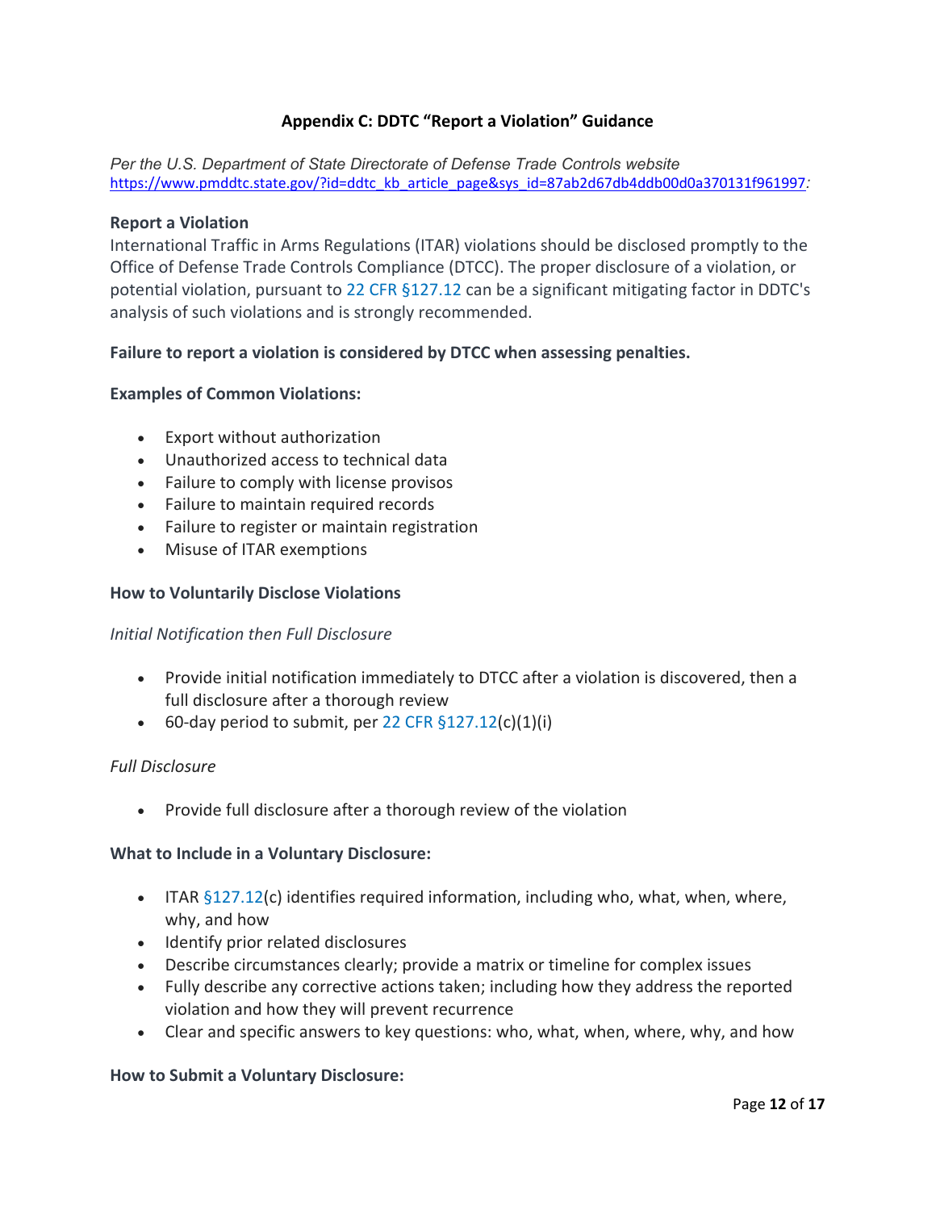## Appendix C: DDTC "Report a Violation" Guidance

*Per the U.S. Department of State Directorate of Defense Trade Controls website* https://www.pmddtc.state.gov/?id=ddtc_kb_article_page&sys_id=87ab2d67db4ddb00d0a370131f961997*:*

### Report a Violation

International Traffic in Arms Regulations (ITAR) violations should be disclosed promptly to the Office of Defense Trade Controls Compliance (DTCC). The proper disclosure of a violation, or potential violation, pursuant to 22 CFR §127.12 can be a significant mitigating factor in DDTC's analysis of such violations and is strongly recommended.

**Failure to report a violation is considered by DTCC when assessing penalties.**

### Examples of Common Violations:

- Export without authorization
- Unauthorized access to technical data
- Failure to comply with license provisos
- Failure to maintain required records
- Failure to register or maintain registration
- Misuse of ITAR exemptions

### How to Voluntarily Disclose Violations

*Initial Notification then Full Disclosure*

- Provide initial notification immediately to DTCC after a violation is discovered, then a full disclosure after a thorough review
- 60-day period to submit, per 22 CFR §127.12(c)(1)(i)

*Full Disclosure*

- Provide full disclosure after a thorough review of the violation

### What to Include in a Voluntary Disclosure:

- ITAR §127.12(c) identifies required information, including who, what, when, where, why, and how
- Identify prior related disclosures
- Describe circumstances clearly; provide a matrix or timeline for complex issues
- Fully describe any corrective actions taken; including how they address the reported violation and how they will prevent recurrence
- Clear and specific answers to key questions: who, what, when, where, why, and how

### How to Submit a Voluntary Disclosure: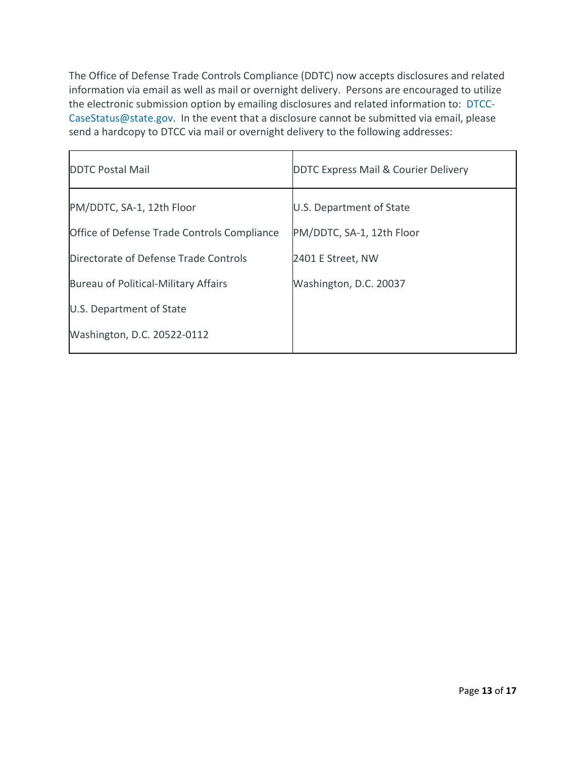The Office of Defense Trade Controls Compliance (DDTC) now accepts disclosures and related information via email as well as mail or overnight delivery. Persons are encouraged to utilize the electronic submission option by emailing disclosures and related information to: DTCC-CaseStatus@state.gov. In the event that a disclosure cannot be submitted via email, please send a hardcopy to DTCC via mail or overnight delivery to the following addresses:

| DDTC Postal Mail | DDTC Express Mail & Courier Delivery |
|---|---|
| PM/DDTC, SA-1, 12th Floor<br>Office of Defense Trade Controls Compliance<br>Directorate of Defense Trade Controls<br>Bureau of Political-Military Affairs<br>U.S. Department of State<br>Washington, D.C. 20522-0112 | U.S. Department of State<br>PM/DDTC, SA-1, 12th Floor<br>2401 E Street, NW<br>Washington, D.C. 20037 |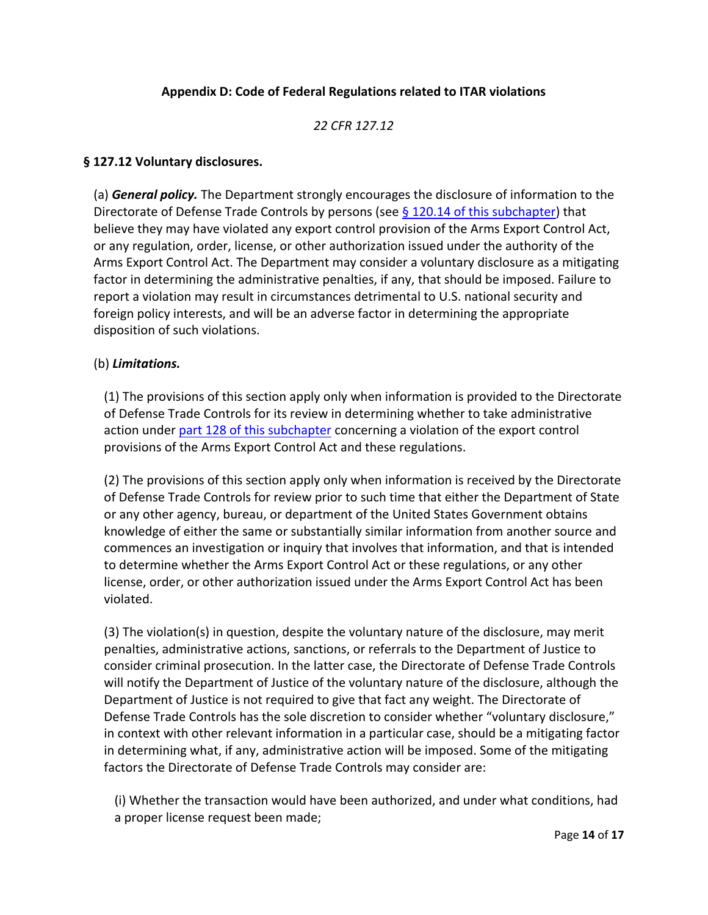## Appendix D: Code of Federal Regulations related to ITAR violations

*22 CFR 127.12*

### § 127.12 Voluntary disclosures.

(a) ***General policy.*** The Department strongly encourages the disclosure of information to the Directorate of Defense Trade Controls by persons (see [§ 120.14 of this subchapter]) that believe they may have violated any export control provision of the Arms Export Control Act, or any regulation, order, license, or other authorization issued under the authority of the Arms Export Control Act. The Department may consider a voluntary disclosure as a mitigating factor in determining the administrative penalties, if any, that should be imposed. Failure to report a violation may result in circumstances detrimental to U.S. national security and foreign policy interests, and will be an adverse factor in determining the appropriate disposition of such violations.

(b) ***Limitations.***

(1) The provisions of this section apply only when information is provided to the Directorate of Defense Trade Controls for its review in determining whether to take administrative action under [part 128 of this subchapter] concerning a violation of the export control provisions of the Arms Export Control Act and these regulations.

(2) The provisions of this section apply only when information is received by the Directorate of Defense Trade Controls for review prior to such time that either the Department of State or any other agency, bureau, or department of the United States Government obtains knowledge of either the same or substantially similar information from another source and commences an investigation or inquiry that involves that information, and that is intended to determine whether the Arms Export Control Act or these regulations, or any other license, order, or other authorization issued under the Arms Export Control Act has been violated.

(3) The violation(s) in question, despite the voluntary nature of the disclosure, may merit penalties, administrative actions, sanctions, or referrals to the Department of Justice to consider criminal prosecution. In the latter case, the Directorate of Defense Trade Controls will notify the Department of Justice of the voluntary nature of the disclosure, although the Department of Justice is not required to give that fact any weight. The Directorate of Defense Trade Controls has the sole discretion to consider whether "voluntary disclosure," in context with other relevant information in a particular case, should be a mitigating factor in determining what, if any, administrative action will be imposed. Some of the mitigating factors the Directorate of Defense Trade Controls may consider are:

(i) Whether the transaction would have been authorized, and under what conditions, had a proper license request been made;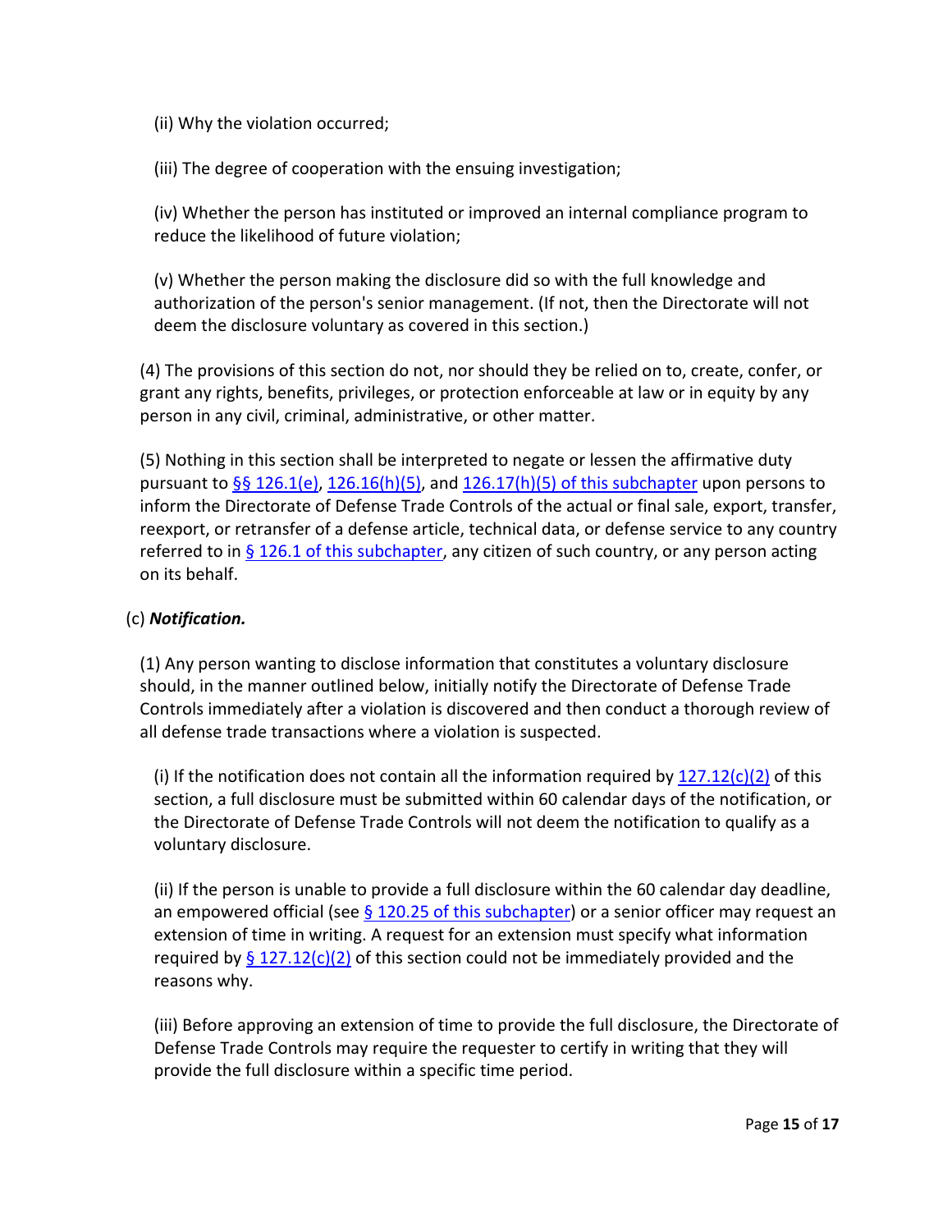(ii) Why the violation occurred;

(iii) The degree of cooperation with the ensuing investigation;

(iv) Whether the person has instituted or improved an internal compliance program to reduce the likelihood of future violation;

(v) Whether the person making the disclosure did so with the full knowledge and authorization of the person's senior management. (If not, then the Directorate will not deem the disclosure voluntary as covered in this section.)

(4) The provisions of this section do not, nor should they be relied on to, create, confer, or grant any rights, benefits, privileges, or protection enforceable at law or in equity by any person in any civil, criminal, administrative, or other matter.

(5) Nothing in this section shall be interpreted to negate or lessen the affirmative duty pursuant to §§ 126.1(e), 126.16(h)(5), and 126.17(h)(5) of this subchapter upon persons to inform the Directorate of Defense Trade Controls of the actual or final sale, export, transfer, reexport, or retransfer of a defense article, technical data, or defense service to any country referred to in § 126.1 of this subchapter, any citizen of such country, or any person acting on its behalf.

(c) ***Notification.***

(1) Any person wanting to disclose information that constitutes a voluntary disclosure should, in the manner outlined below, initially notify the Directorate of Defense Trade Controls immediately after a violation is discovered and then conduct a thorough review of all defense trade transactions where a violation is suspected.

(i) If the notification does not contain all the information required by 127.12(c)(2) of this section, a full disclosure must be submitted within 60 calendar days of the notification, or the Directorate of Defense Trade Controls will not deem the notification to qualify as a voluntary disclosure.

(ii) If the person is unable to provide a full disclosure within the 60 calendar day deadline, an empowered official (see § 120.25 of this subchapter) or a senior officer may request an extension of time in writing. A request for an extension must specify what information required by § 127.12(c)(2) of this section could not be immediately provided and the reasons why.

(iii) Before approving an extension of time to provide the full disclosure, the Directorate of Defense Trade Controls may require the requester to certify in writing that they will provide the full disclosure within a specific time period.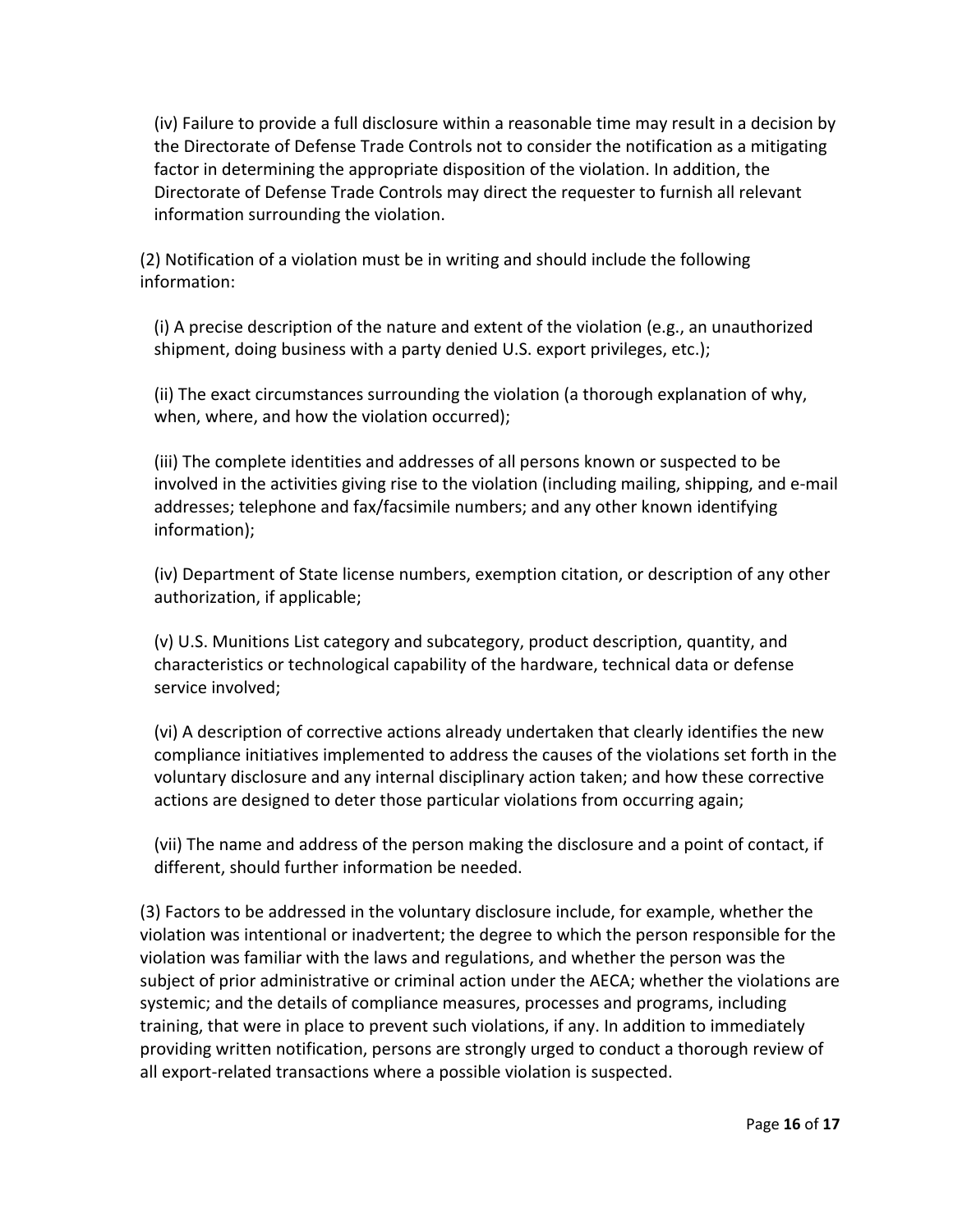(iv) Failure to provide a full disclosure within a reasonable time may result in a decision by the Directorate of Defense Trade Controls not to consider the notification as a mitigating factor in determining the appropriate disposition of the violation. In addition, the Directorate of Defense Trade Controls may direct the requester to furnish all relevant information surrounding the violation.

(2) Notification of a violation must be in writing and should include the following information:

(i) A precise description of the nature and extent of the violation (e.g., an unauthorized shipment, doing business with a party denied U.S. export privileges, etc.);

(ii) The exact circumstances surrounding the violation (a thorough explanation of why, when, where, and how the violation occurred);

(iii) The complete identities and addresses of all persons known or suspected to be involved in the activities giving rise to the violation (including mailing, shipping, and e-mail addresses; telephone and fax/facsimile numbers; and any other known identifying information);

(iv) Department of State license numbers, exemption citation, or description of any other authorization, if applicable;

(v) U.S. Munitions List category and subcategory, product description, quantity, and characteristics or technological capability of the hardware, technical data or defense service involved;

(vi) A description of corrective actions already undertaken that clearly identifies the new compliance initiatives implemented to address the causes of the violations set forth in the voluntary disclosure and any internal disciplinary action taken; and how these corrective actions are designed to deter those particular violations from occurring again;

(vii) The name and address of the person making the disclosure and a point of contact, if different, should further information be needed.

(3) Factors to be addressed in the voluntary disclosure include, for example, whether the violation was intentional or inadvertent; the degree to which the person responsible for the violation was familiar with the laws and regulations, and whether the person was the subject of prior administrative or criminal action under the AECA; whether the violations are systemic; and the details of compliance measures, processes and programs, including training, that were in place to prevent such violations, if any. In addition to immediately providing written notification, persons are strongly urged to conduct a thorough review of all export-related transactions where a possible violation is suspected.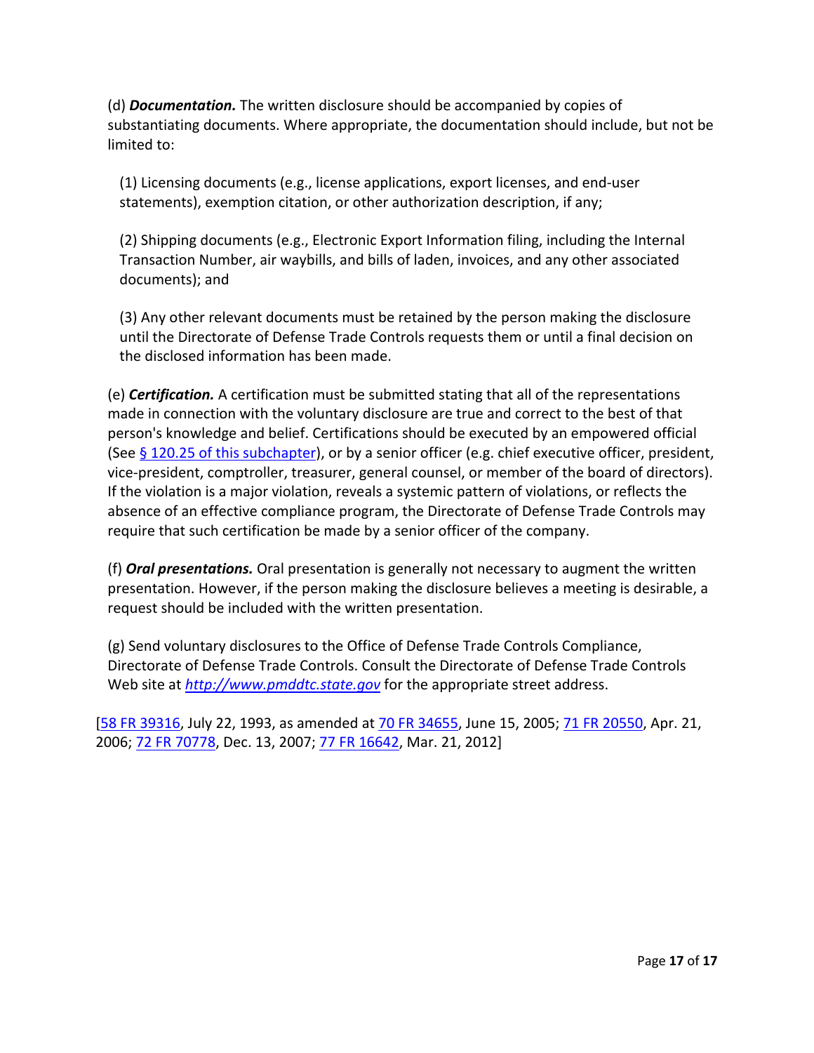(d) ***Documentation.*** The written disclosure should be accompanied by copies of substantiating documents. Where appropriate, the documentation should include, but not be limited to:

(1) Licensing documents (e.g., license applications, export licenses, and end-user statements), exemption citation, or other authorization description, if any;

(2) Shipping documents (e.g., Electronic Export Information filing, including the Internal Transaction Number, air waybills, and bills of laden, invoices, and any other associated documents); and

(3) Any other relevant documents must be retained by the person making the disclosure until the Directorate of Defense Trade Controls requests them or until a final decision on the disclosed information has been made.

(e) ***Certification.*** A certification must be submitted stating that all of the representations made in connection with the voluntary disclosure are true and correct to the best of that person's knowledge and belief. Certifications should be executed by an empowered official (See [§ 120.25 of this subchapter](#)), or by a senior officer (e.g. chief executive officer, president, vice-president, comptroller, treasurer, general counsel, or member of the board of directors). If the violation is a major violation, reveals a systemic pattern of violations, or reflects the absence of an effective compliance program, the Directorate of Defense Trade Controls may require that such certification be made by a senior officer of the company.

(f) ***Oral presentations.*** Oral presentation is generally not necessary to augment the written presentation. However, if the person making the disclosure believes a meeting is desirable, a request should be included with the written presentation.

(g) Send voluntary disclosures to the Office of Defense Trade Controls Compliance, Directorate of Defense Trade Controls. Consult the Directorate of Defense Trade Controls Web site at ***http://www.pmddtc.state.gov*** for the appropriate street address.

[58 FR 39316, July 22, 1993, as amended at 70 FR 34655, June 15, 2005; 71 FR 20550, Apr. 21, 2006; 72 FR 70778, Dec. 13, 2007; 77 FR 16642, Mar. 21, 2012]